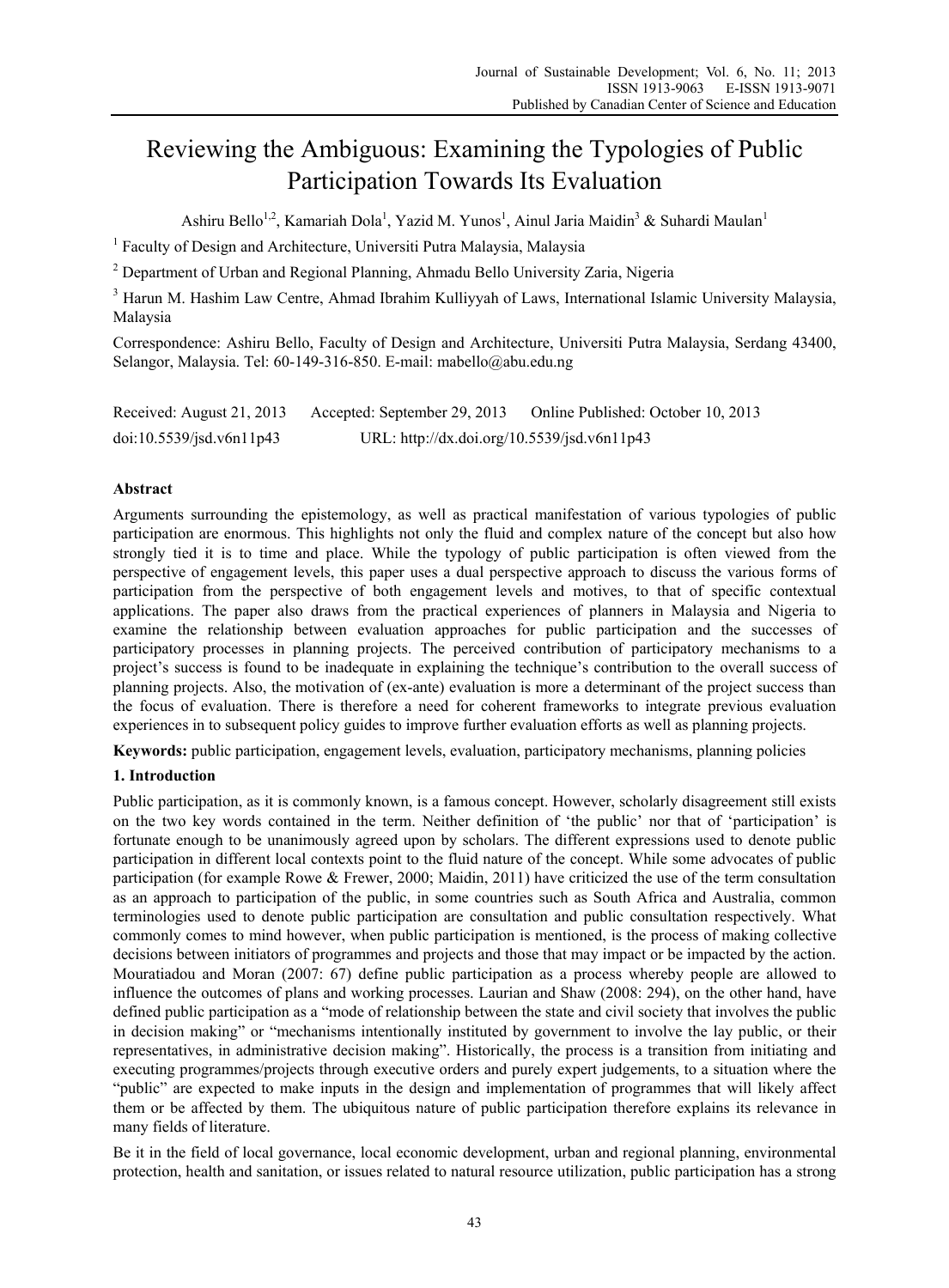# Reviewing the Ambiguous: Examining the Typologies of Public Participation Towards Its Evaluation

Ashiru Bello[1,2], Kamariah Dola[1], Yazid M. Yunos[1], Ainul Jaria Maidin[3] & Suhardi Maulan[1]

[1] Faculty of Design and Architecture, Universiti Putra Malaysia, Malaysia

[2] Department of Urban and Regional Planning, Ahmadu Bello University Zaria, Nigeria

[3] Harun M. Hashim Law Centre, Ahmad Ibrahim Kulliyyah of Laws, International Islamic University Malaysia, Malaysia

Correspondence: Ashiru Bello, Faculty of Design and Architecture, Universiti Putra Malaysia, Serdang 43400, Selangor, Malaysia. Tel: 60-149-316-850. E-mail: mabello@abu.edu.ng

Received: August 21, 2013 Accepted: September 29, 2013 Online Published: October 10, 2013

doi:10.5539/jsd.v6n11p43 URL: http://dx.doi.org/10.5539/jsd.v6n11p43

**Abstract**

Arguments surrounding the epistemology, as well as practical manifestation of various typologies of public participation are enormous. This highlights not only the fluid and complex nature of the concept but also how strongly tied it is to time and place. While the typology of public participation is often viewed from the perspective of engagement levels, this paper uses a dual perspective approach to discuss the various forms of participation from the perspective of both engagement levels and motives, to that of specific contextual applications. The paper also draws from the practical experiences of planners in Malaysia and Nigeria to examine the relationship between evaluation approaches for public participation and the successes of participatory processes in planning projects. The perceived contribution of participatory mechanisms to a project's success is found to be inadequate in explaining the technique's contribution to the overall success of planning projects. Also, the motivation of (ex-ante) evaluation is more a determinant of the project success than the focus of evaluation. There is therefore a need for coherent frameworks to integrate previous evaluation experiences in to subsequent policy guides to improve further evaluation efforts as well as planning projects.

**Keywords:** public participation, engagement levels, evaluation, participatory mechanisms, planning policies

## 1. Introduction

Public participation, as it is commonly known, is a famous concept. However, scholarly disagreement still exists on the two key words contained in the term. Neither definition of 'the public' nor that of 'participation' is fortunate enough to be unanimously agreed upon by scholars. The different expressions used to denote public participation in different local contexts point to the fluid nature of the concept. While some advocates of public participation (for example Rowe & Frewer, 2000; Maidin, 2011) have criticized the use of the term consultation as an approach to participation of the public, in some countries such as South Africa and Australia, common terminologies used to denote public participation are consultation and public consultation respectively. What commonly comes to mind however, when public participation is mentioned, is the process of making collective decisions between initiators of programmes and projects and those that may impact or be impacted by the action. Mouratiadou and Moran (2007: 67) define public participation as a process whereby people are allowed to influence the outcomes of plans and working processes. Laurian and Shaw (2008: 294), on the other hand, have defined public participation as a "mode of relationship between the state and civil society that involves the public in decision making" or "mechanisms intentionally instituted by government to involve the lay public, or their representatives, in administrative decision making". Historically, the process is a transition from initiating and executing programmes/projects through executive orders and purely expert judgements, to a situation where the "public" are expected to make inputs in the design and implementation of programmes that will likely affect them or be affected by them. The ubiquitous nature of public participation therefore explains its relevance in many fields of literature.

Be it in the field of local governance, local economic development, urban and regional planning, environmental protection, health and sanitation, or issues related to natural resource utilization, public participation has a strong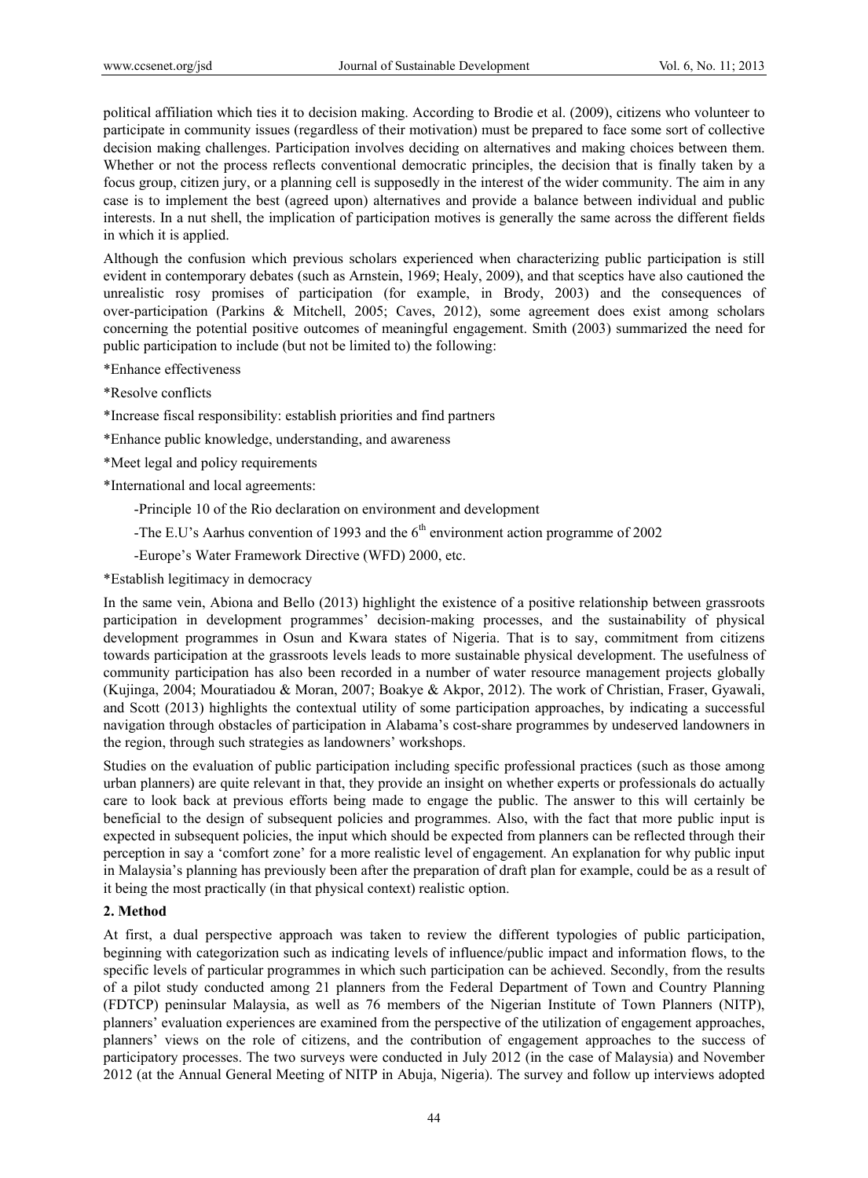political affiliation which ties it to decision making. According to Brodie et al. (2009), citizens who volunteer to participate in community issues (regardless of their motivation) must be prepared to face some sort of collective decision making challenges. Participation involves deciding on alternatives and making choices between them. Whether or not the process reflects conventional democratic principles, the decision that is finally taken by a focus group, citizen jury, or a planning cell is supposedly in the interest of the wider community. The aim in any case is to implement the best (agreed upon) alternatives and provide a balance between individual and public interests. In a nut shell, the implication of participation motives is generally the same across the different fields in which it is applied.

Although the confusion which previous scholars experienced when characterizing public participation is still evident in contemporary debates (such as Arnstein, 1969; Healy, 2009), and that sceptics have also cautioned the unrealistic rosy promises of participation (for example, in Brody, 2003) and the consequences of over-participation (Parkins & Mitchell, 2005; Caves, 2012), some agreement does exist among scholars concerning the potential positive outcomes of meaningful engagement. Smith (2003) summarized the need for public participation to include (but not be limited to) the following:

*Enhance effectiveness

*Resolve conflicts

*Increase fiscal responsibility: establish priorities and find partners

*Enhance public knowledge, understanding, and awareness

*Meet legal and policy requirements

*International and local agreements:

-Principle 10 of the Rio declaration on environment and development

-The E.U's Aarhus convention of 1993 and the 6th environment action programme of 2002

-Europe's Water Framework Directive (WFD) 2000, etc.

*Establish legitimacy in democracy

In the same vein, Abiona and Bello (2013) highlight the existence of a positive relationship between grassroots participation in development programmes' decision-making processes, and the sustainability of physical development programmes in Osun and Kwara states of Nigeria. That is to say, commitment from citizens towards participation at the grassroots levels leads to more sustainable physical development. The usefulness of community participation has also been recorded in a number of water resource management projects globally (Kujinga, 2004; Mouratiadou & Moran, 2007; Boakye & Akpor, 2012). The work of Christian, Fraser, Gyawali, and Scott (2013) highlights the contextual utility of some participation approaches, by indicating a successful navigation through obstacles of participation in Alabama's cost-share programmes by undeserved landowners in the region, through such strategies as landowners' workshops.

Studies on the evaluation of public participation including specific professional practices (such as those among urban planners) are quite relevant in that, they provide an insight on whether experts or professionals do actually care to look back at previous efforts being made to engage the public. The answer to this will certainly be beneficial to the design of subsequent policies and programmes. Also, with the fact that more public input is expected in subsequent policies, the input which should be expected from planners can be reflected through their perception in say a 'comfort zone' for a more realistic level of engagement. An explanation for why public input in Malaysia's planning has previously been after the preparation of draft plan for example, could be as a result of it being the most practically (in that physical context) realistic option.

## 2. Method

At first, a dual perspective approach was taken to review the different typologies of public participation, beginning with categorization such as indicating levels of influence/public impact and information flows, to the specific levels of particular programmes in which such participation can be achieved. Secondly, from the results of a pilot study conducted among 21 planners from the Federal Department of Town and Country Planning (FDTCP) peninsular Malaysia, as well as 76 members of the Nigerian Institute of Town Planners (NITP), planners' evaluation experiences are examined from the perspective of the utilization of engagement approaches, planners' views on the role of citizens, and the contribution of engagement approaches to the success of participatory processes. The two surveys were conducted in July 2012 (in the case of Malaysia) and November 2012 (at the Annual General Meeting of NITP in Abuja, Nigeria). The survey and follow up interviews adopted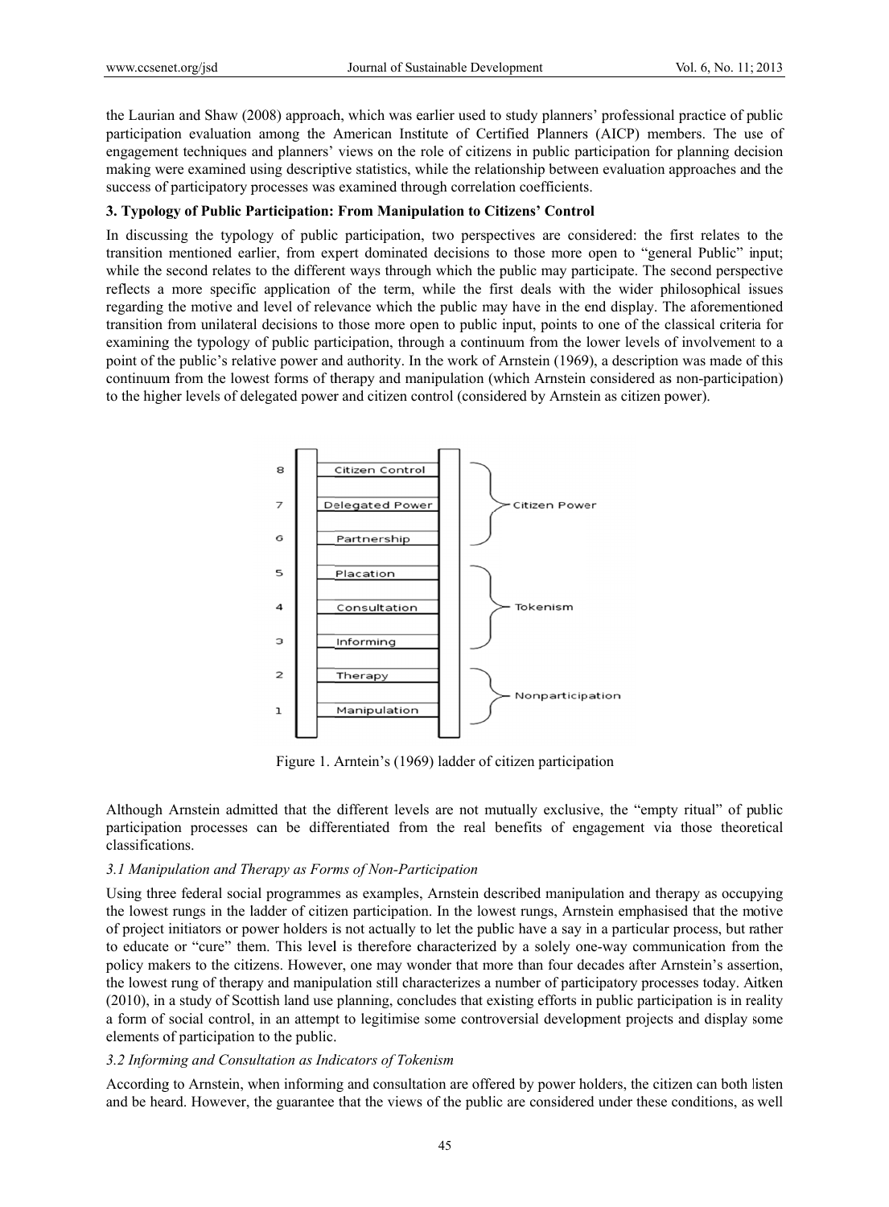the Laurian and Shaw (2008) approach, which was earlier used to study planners' professional practice of public participation evaluation among the American Institute of Certified Planners (AICP) members. The use of engagement techniques and planners' views on the role of citizens in public participation for planning decision making were examined using descriptive statistics, while the relationship between evaluation approaches and the success of participatory processes was examined through correlation coefficients.

## 3. Typology of Public Participation: From Manipulation to Citizens' Control

In discussing the typology of public participation, two perspectives are considered: the first relates to the transition mentioned earlier, from expert dominated decisions to those more open to "general Public" input; while the second relates to the different ways through which the public may participate. The second perspective reflects a more specific application of the term, while the first deals with the wider philosophical issues regarding the motive and level of relevance which the public may have in the end display. The aforementioned transition from unilateral decisions to those more open to public input, points to one of the classical criteria for examining the typology of public participation, through a continuum from the lower levels of involvement to a point of the public's relative power and authority. In the work of Arnstein (1969), a description was made of this continuum from the lowest forms of therapy and manipulation (which Arnstein considered as non-participation) to the higher levels of delegated power and citizen control (considered by Arnstein as citizen power).

| Rung | Level | Category |
|---|---|---|
| 8 | Citizen Control | Citizen Power |
| 7 | Delegated Power | Citizen Power |
| 6 | Partnership | Citizen Power |
| 5 | Placation | Tokenism |
| 4 | Consultation | Tokenism |
| 3 | Informing | Tokenism |
| 2 | Therapy | Nonparticipation |
| 1 | Manipulation | Nonparticipation |

Figure 1. Arntein's (1969) ladder of citizen participation

Although Arnstein admitted that the different levels are not mutually exclusive, the "empty ritual" of public participation processes can be differentiated from the real benefits of engagement via those theoretical classifications.

### *3.1 Manipulation and Therapy as Forms of Non-Participation*

Using three federal social programmes as examples, Arnstein described manipulation and therapy as occupying the lowest rungs in the ladder of citizen participation. In the lowest rungs, Arnstein emphasised that the motive of project initiators or power holders is not actually to let the public have a say in a particular process, but rather to educate or "cure" them. This level is therefore characterized by a solely one-way communication from the policy makers to the citizens. However, one may wonder that more than four decades after Arnstein's assertion, the lowest rung of therapy and manipulation still characterizes a number of participatory processes today. Aitken (2010), in a study of Scottish land use planning, concludes that existing efforts in public participation is in reality a form of social control, in an attempt to legitimise some controversial development projects and display some elements of participation to the public.

### *3.2 Informing and Consultation as Indicators of Tokenism*

According to Arnstein, when informing and consultation are offered by power holders, the citizen can both listen and be heard. However, the guarantee that the views of the public are considered under these conditions, as well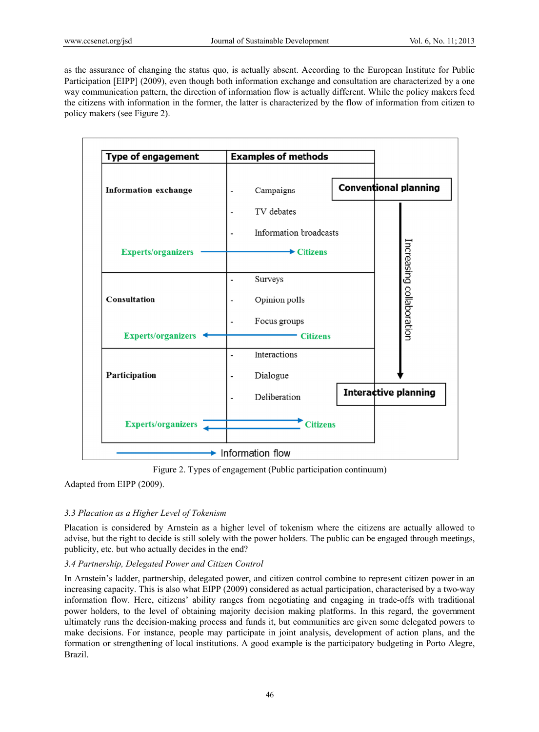as the assurance of changing the status quo, is actually absent. According to the European Institute for Public Participation [EIPP] (2009), even though both information exchange and consultation are characterized by a one way communication pattern, the direction of information flow is actually different. While the policy makers feed the citizens with information in the former, the latter is characterized by the flow of information from citizen to policy makers (see Figure 2).

| Type of engagement | Examples of methods |
|---|---|
| **Information exchange** (Experts/organizers → Citizens) | - Campaigns<br>- TV debates<br>- Information broadcasts |
| **Consultation** (Experts/organizers ← Citizens) | - Surveys<br>- Opinion polls<br>- Focus groups |
| **Participation** (Experts/organizers ⇄ Citizens) | - Interactions<br>- Dialogue<br>- Deliberation |

Conventional planning → Increasing collaboration → Interactive planning

→ Information flow

Figure 2. Types of engagement (Public participation continuum)

Adapted from EIPP (2009).

### *3.3 Placation as a Higher Level of Tokenism*

Placation is considered by Arnstein as a higher level of tokenism where the citizens are actually allowed to advise, but the right to decide is still solely with the power holders. The public can be engaged through meetings, publicity, etc. but who actually decides in the end?

### *3.4 Partnership, Delegated Power and Citizen Control*

In Arnstein's ladder, partnership, delegated power, and citizen control combine to represent citizen power in an increasing capacity. This is also what EIPP (2009) considered as actual participation, characterised by a two-way information flow. Here, citizens' ability ranges from negotiating and engaging in trade-offs with traditional power holders, to the level of obtaining majority decision making platforms. In this regard, the government ultimately runs the decision-making process and funds it, but communities are given some delegated powers to make decisions. For instance, people may participate in joint analysis, development of action plans, and the formation or strengthening of local institutions. A good example is the participatory budgeting in Porto Alegre, Brazil.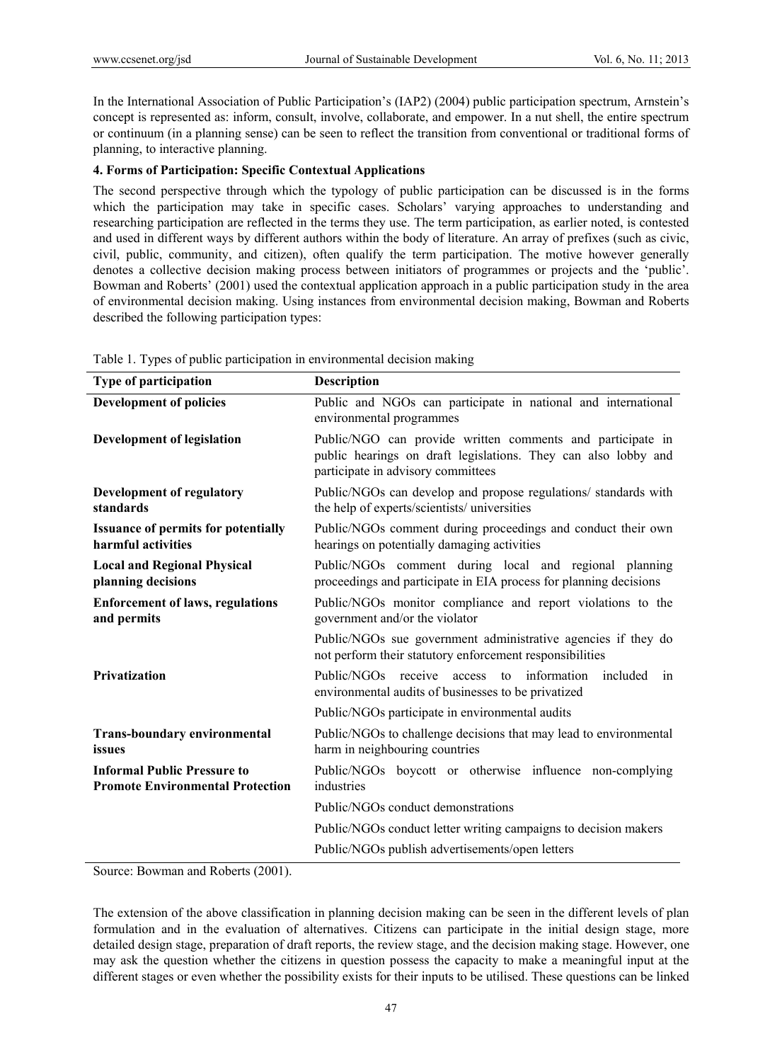In the International Association of Public Participation's (IAP2) (2004) public participation spectrum, Arnstein's concept is represented as: inform, consult, involve, collaborate, and empower. In a nut shell, the entire spectrum or continuum (in a planning sense) can be seen to reflect the transition from conventional or traditional forms of planning, to interactive planning.

## 4. Forms of Participation: Specific Contextual Applications

The second perspective through which the typology of public participation can be discussed is in the forms which the participation may take in specific cases. Scholars' varying approaches to understanding and researching participation are reflected in the terms they use. The term participation, as earlier noted, is contested and used in different ways by different authors within the body of literature. An array of prefixes (such as civic, civil, public, community, and citizen), often qualify the term participation. The motive however generally denotes a collective decision making process between initiators of programmes or projects and the 'public'. Bowman and Roberts' (2001) used the contextual application approach in a public participation study in the area of environmental decision making. Using instances from environmental decision making, Bowman and Roberts described the following participation types:

Table 1. Types of public participation in environmental decision making

| Type of participation | Description |
|---|---|
| **Development of policies** | Public and NGOs can participate in national and international environmental programmes |
| **Development of legislation** | Public/NGO can provide written comments and participate in public hearings on draft legislations. They can also lobby and participate in advisory committees |
| **Development of regulatory standards** | Public/NGOs can develop and propose regulations/ standards with the help of experts/scientists/ universities |
| **Issuance of permits for potentially harmful activities** | Public/NGOs comment during proceedings and conduct their own hearings on potentially damaging activities |
| **Local and Regional Physical planning decisions** | Public/NGOs comment during local and regional planning proceedings and participate in EIA process for planning decisions |
| **Enforcement of laws, regulations and permits** | Public/NGOs monitor compliance and report violations to the government and/or the violator |
| | Public/NGOs sue government administrative agencies if they do not perform their statutory enforcement responsibilities |
| **Privatization** | Public/NGOs receive access to information included in environmental audits of businesses to be privatized |
| | Public/NGOs participate in environmental audits |
| **Trans-boundary environmental issues** | Public/NGOs to challenge decisions that may lead to environmental harm in neighbouring countries |
| **Informal Public Pressure to Promote Environmental Protection** | Public/NGOs boycott or otherwise influence non-complying industries |
| | Public/NGOs conduct demonstrations |
| | Public/NGOs conduct letter writing campaigns to decision makers |
| | Public/NGOs publish advertisements/open letters |

Source: Bowman and Roberts (2001).

The extension of the above classification in planning decision making can be seen in the different levels of plan formulation and in the evaluation of alternatives. Citizens can participate in the initial design stage, more detailed design stage, preparation of draft reports, the review stage, and the decision making stage. However, one may ask the question whether the citizens in question possess the capacity to make a meaningful input at the different stages or even whether the possibility exists for their inputs to be utilised. These questions can be linked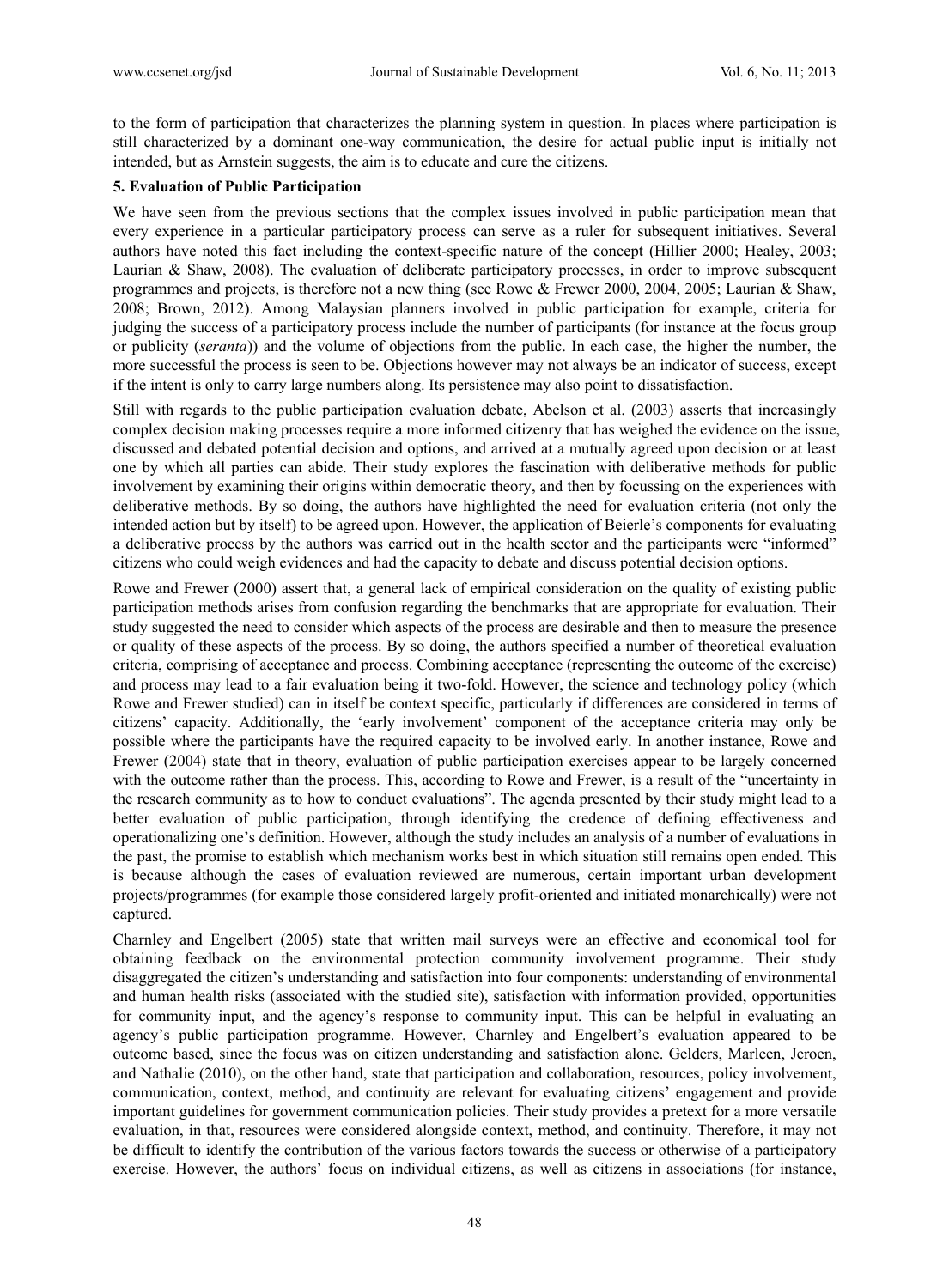to the form of participation that characterizes the planning system in question. In places where participation is still characterized by a dominant one-way communication, the desire for actual public input is initially not intended, but as Arnstein suggests, the aim is to educate and cure the citizens.

## 5. Evaluation of Public Participation

We have seen from the previous sections that the complex issues involved in public participation mean that every experience in a particular participatory process can serve as a ruler for subsequent initiatives. Several authors have noted this fact including the context-specific nature of the concept (Hillier 2000; Healey, 2003; Laurian & Shaw, 2008). The evaluation of deliberate participatory processes, in order to improve subsequent programmes and projects, is therefore not a new thing (see Rowe & Frewer 2000, 2004, 2005; Laurian & Shaw, 2008; Brown, 2012). Among Malaysian planners involved in public participation for example, criteria for judging the success of a participatory process include the number of participants (for instance at the focus group or publicity (*seranta*)) and the volume of objections from the public. In each case, the higher the number, the more successful the process is seen to be. Objections however may not always be an indicator of success, except if the intent is only to carry large numbers along. Its persistence may also point to dissatisfaction.

Still with regards to the public participation evaluation debate, Abelson et al. (2003) asserts that increasingly complex decision making processes require a more informed citizenry that has weighed the evidence on the issue, discussed and debated potential decision and options, and arrived at a mutually agreed upon decision or at least one by which all parties can abide. Their study explores the fascination with deliberative methods for public involvement by examining their origins within democratic theory, and then by focussing on the experiences with deliberative methods. By so doing, the authors have highlighted the need for evaluation criteria (not only the intended action but by itself) to be agreed upon. However, the application of Beierle's components for evaluating a deliberative process by the authors was carried out in the health sector and the participants were "informed" citizens who could weigh evidences and had the capacity to debate and discuss potential decision options.

Rowe and Frewer (2000) assert that, a general lack of empirical consideration on the quality of existing public participation methods arises from confusion regarding the benchmarks that are appropriate for evaluation. Their study suggested the need to consider which aspects of the process are desirable and then to measure the presence or quality of these aspects of the process. By so doing, the authors specified a number of theoretical evaluation criteria, comprising of acceptance and process. Combining acceptance (representing the outcome of the exercise) and process may lead to a fair evaluation being it two-fold. However, the science and technology policy (which Rowe and Frewer studied) can in itself be context specific, particularly if differences are considered in terms of citizens' capacity. Additionally, the 'early involvement' component of the acceptance criteria may only be possible where the participants have the required capacity to be involved early. In another instance, Rowe and Frewer (2004) state that in theory, evaluation of public participation exercises appear to be largely concerned with the outcome rather than the process. This, according to Rowe and Frewer, is a result of the "uncertainty in the research community as to how to conduct evaluations". The agenda presented by their study might lead to a better evaluation of public participation, through identifying the credence of defining effectiveness and operationalizing one's definition. However, although the study includes an analysis of a number of evaluations in the past, the promise to establish which mechanism works best in which situation still remains open ended. This is because although the cases of evaluation reviewed are numerous, certain important urban development projects/programmes (for example those considered largely profit-oriented and initiated monarchically) were not captured.

Charnley and Engelbert (2005) state that written mail surveys were an effective and economical tool for obtaining feedback on the environmental protection community involvement programme. Their study disaggregated the citizen's understanding and satisfaction into four components: understanding of environmental and human health risks (associated with the studied site), satisfaction with information provided, opportunities for community input, and the agency's response to community input. This can be helpful in evaluating an agency's public participation programme. However, Charnley and Engelbert's evaluation appeared to be outcome based, since the focus was on citizen understanding and satisfaction alone. Gelders, Marleen, Jeroen, and Nathalie (2010), on the other hand, state that participation and collaboration, resources, policy involvement, communication, context, method, and continuity are relevant for evaluating citizens' engagement and provide important guidelines for government communication policies. Their study provides a pretext for a more versatile evaluation, in that, resources were considered alongside context, method, and continuity. Therefore, it may not be difficult to identify the contribution of the various factors towards the success or otherwise of a participatory exercise. However, the authors' focus on individual citizens, as well as citizens in associations (for instance,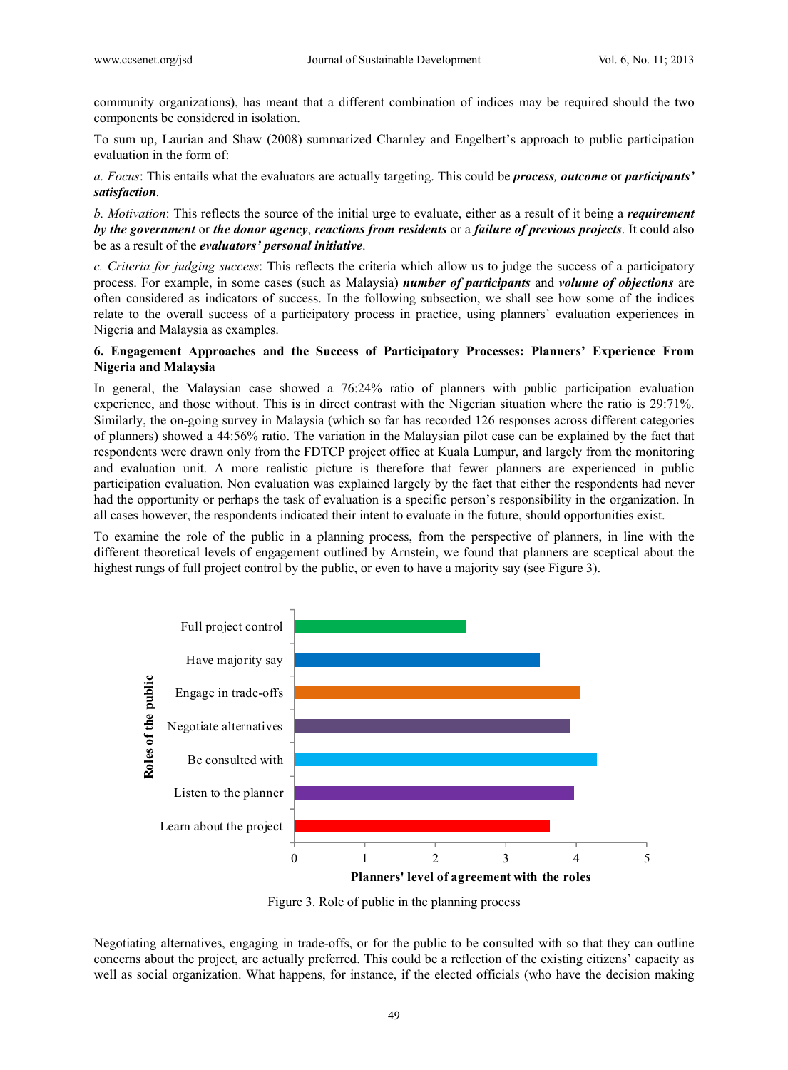community organizations), has meant that a different combination of indices may be required should the two components be considered in isolation.

To sum up, Laurian and Shaw (2008) summarized Charnley and Engelbert's approach to public participation evaluation in the form of:

a. *Focus*: This entails what the evaluators are actually targeting. This could be ***process***, ***outcome*** or ***participants' satisfaction***.

b. *Motivation*: This reflects the source of the initial urge to evaluate, either as a result of it being a ***requirement by the government*** or ***the donor agency***, ***reactions from residents*** or a ***failure of previous projects***. It could also be as a result of the ***evaluators' personal initiative***.

c. *Criteria for judging success*: This reflects the criteria which allow us to judge the success of a participatory process. For example, in some cases (such as Malaysia) ***number of participants*** and ***volume of objections*** are often considered as indicators of success. In the following subsection, we shall see how some of the indices relate to the overall success of a participatory process in practice, using planners' evaluation experiences in Nigeria and Malaysia as examples.

## 6. Engagement Approaches and the Success of Participatory Processes: Planners' Experience From Nigeria and Malaysia

In general, the Malaysian case showed a 76:24% ratio of planners with public participation evaluation experience, and those without. This is in direct contrast with the Nigerian situation where the ratio is 29:71%. Similarly, the on-going survey in Malaysia (which so far has recorded 126 responses across different categories of planners) showed a 44:56% ratio. The variation in the Malaysian pilot case can be explained by the fact that respondents were drawn only from the FDTCP project office at Kuala Lumpur, and largely from the monitoring and evaluation unit. A more realistic picture is therefore that fewer planners are experienced in public participation evaluation. Non evaluation was explained largely by the fact that either the respondents had never had the opportunity or perhaps the task of evaluation is a specific person's responsibility in the organization. In all cases however, the respondents indicated their intent to evaluate in the future, should opportunities exist.

To examine the role of the public in a planning process, from the perspective of planners, in line with the different theoretical levels of engagement outlined by Arnstein, we found that planners are sceptical about the highest rungs of full project control by the public, or even to have a majority say (see Figure 3).

Figure 3. Role of public in the planning process

Negotiating alternatives, engaging in trade-offs, or for the public to be consulted with so that they can outline concerns about the project, are actually preferred. This could be a reflection of the existing citizens' capacity as well as social organization. What happens, for instance, if the elected officials (who have the decision making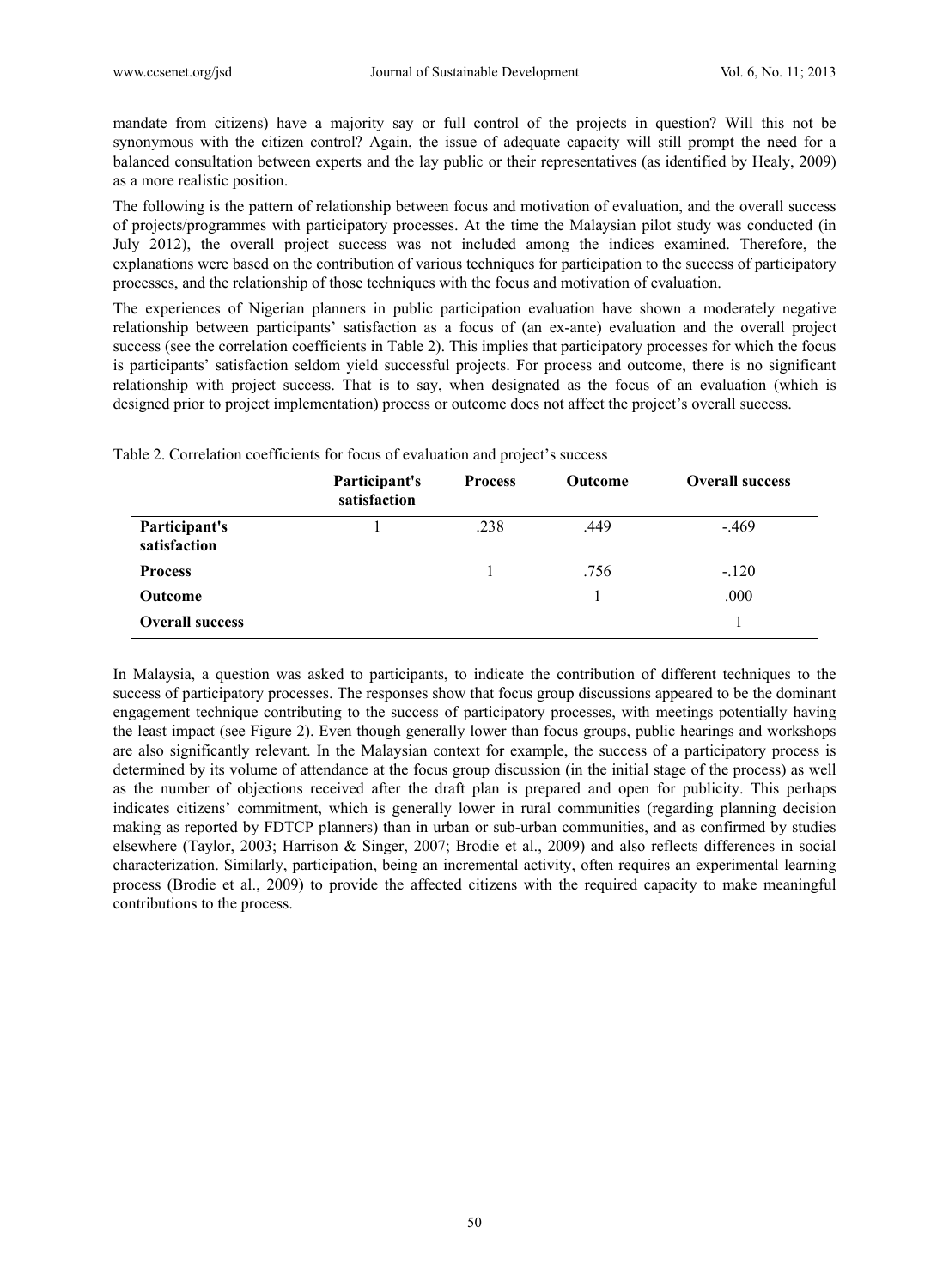mandate from citizens) have a majority say or full control of the projects in question? Will this not be synonymous with the citizen control? Again, the issue of adequate capacity will still prompt the need for a balanced consultation between experts and the lay public or their representatives (as identified by Healy, 2009) as a more realistic position.

The following is the pattern of relationship between focus and motivation of evaluation, and the overall success of projects/programmes with participatory processes. At the time the Malaysian pilot study was conducted (in July 2012), the overall project success was not included among the indices examined. Therefore, the explanations were based on the contribution of various techniques for participation to the success of participatory processes, and the relationship of those techniques with the focus and motivation of evaluation.

The experiences of Nigerian planners in public participation evaluation have shown a moderately negative relationship between participants' satisfaction as a focus of (an ex-ante) evaluation and the overall project success (see the correlation coefficients in Table 2). This implies that participatory processes for which the focus is participants' satisfaction seldom yield successful projects. For process and outcome, there is no significant relationship with project success. That is to say, when designated as the focus of an evaluation (which is designed prior to project implementation) process or outcome does not affect the project's overall success.

Table 2. Correlation coefficients for focus of evaluation and project's success

| | **Participant's satisfaction** | **Process** | **Outcome** | **Overall success** |
|---|---|---|---|---|
| **Participant's satisfaction** | 1 | .238 | .449 | -.469 |
| **Process** | | 1 | .756 | -.120 |
| **Outcome** | | | 1 | .000 |
| **Overall success** | | | | 1 |

In Malaysia, a question was asked to participants, to indicate the contribution of different techniques to the success of participatory processes. The responses show that focus group discussions appeared to be the dominant engagement technique contributing to the success of participatory processes, with meetings potentially having the least impact (see Figure 2). Even though generally lower than focus groups, public hearings and workshops are also significantly relevant. In the Malaysian context for example, the success of a participatory process is determined by its volume of attendance at the focus group discussion (in the initial stage of the process) as well as the number of objections received after the draft plan is prepared and open for publicity. This perhaps indicates citizens' commitment, which is generally lower in rural communities (regarding planning decision making as reported by FDTCP planners) than in urban or sub-urban communities, and as confirmed by studies elsewhere (Taylor, 2003; Harrison & Singer, 2007; Brodie et al., 2009) and also reflects differences in social characterization. Similarly, participation, being an incremental activity, often requires an experimental learning process (Brodie et al., 2009) to provide the affected citizens with the required capacity to make meaningful contributions to the process.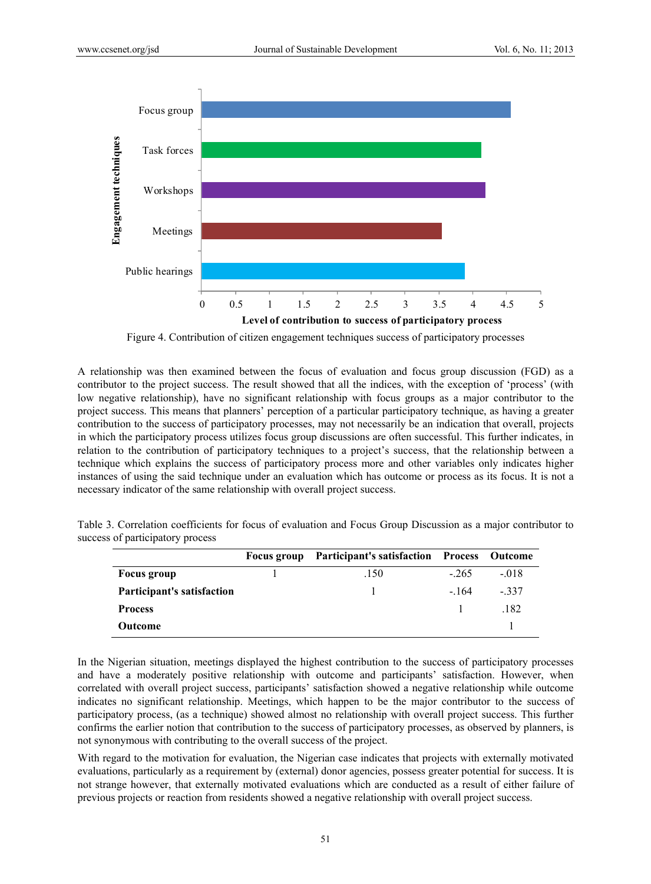Engagement techniques

Focus group

Task forces

Workshops

Meetings

Public hearings

0 0.5 1 1.5 2 2.5 3 3.5 4 4.5 5

Level of contribution to success of participatory process

Figure 4. Contribution of citizen engagement techniques success of participatory processes

A relationship was then examined between the focus of evaluation and focus group discussion (FGD) as a contributor to the project success. The result showed that all the indices, with the exception of 'process' (with low negative relationship), have no significant relationship with focus groups as a major contributor to the project success. This means that planners' perception of a particular participatory technique, as having a greater contribution to the success of participatory processes, may not necessarily be an indication that overall, projects in which the participatory process utilizes focus group discussions are often successful. This further indicates, in relation to the contribution of participatory techniques to a project's success, that the relationship between a technique which explains the success of participatory process more and other variables only indicates higher instances of using the said technique under an evaluation which has outcome or process as its focus. It is not a necessary indicator of the same relationship with overall project success.

Table 3. Correlation coefficients for focus of evaluation and Focus Group Discussion as a major contributor to success of participatory process

| | Focus group | Participant's satisfaction | Process | Outcome |
|---|---|---|---|---|
| **Focus group** | 1 | .150 | -.265 | -.018 |
| **Participant's satisfaction** | | 1 | -.164 | -.337 |
| **Process** | | | 1 | .182 |
| **Outcome** | | | | 1 |

In the Nigerian situation, meetings displayed the highest contribution to the success of participatory processes and have a moderately positive relationship with outcome and participants' satisfaction. However, when correlated with overall project success, participants' satisfaction showed a negative relationship while outcome indicates no significant relationship. Meetings, which happen to be the major contributor to the success of participatory process, (as a technique) showed almost no relationship with overall project success. This further confirms the earlier notion that contribution to the success of participatory processes, as observed by planners, is not synonymous with contributing to the overall success of the project.

With regard to the motivation for evaluation, the Nigerian case indicates that projects with externally motivated evaluations, particularly as a requirement by (external) donor agencies, possess greater potential for success. It is not strange however, that externally motivated evaluations which are conducted as a result of either failure of previous projects or reaction from residents showed a negative relationship with overall project success.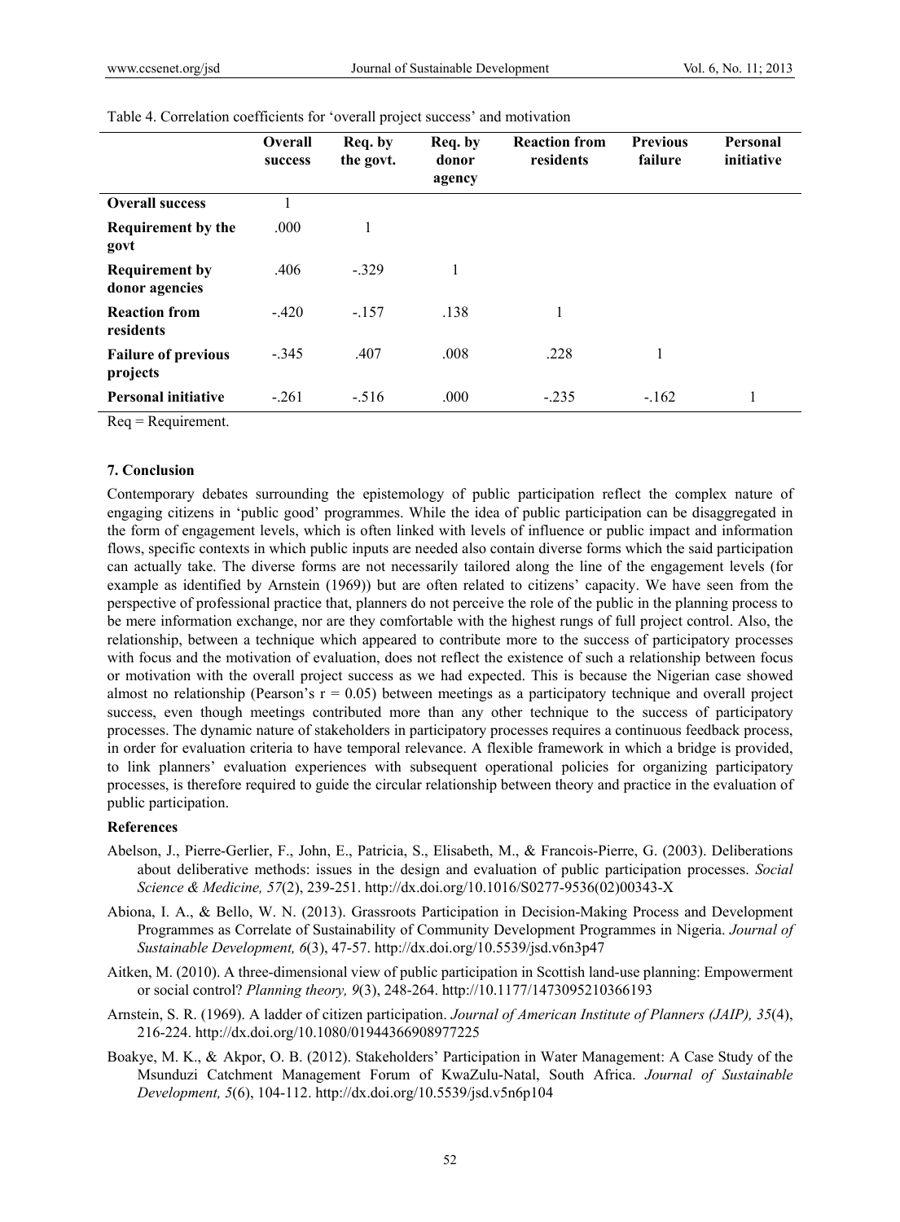Table 4. Correlation coefficients for 'overall project success' and motivation

| | Overall success | Req. by the govt. | Req. by donor agency | Reaction from residents | Previous failure | Personal initiative |
|---|---|---|---|---|---|---|
| **Overall success** | 1 | | | | | |
| **Requirement by the govt** | .000 | 1 | | | | |
| **Requirement by donor agencies** | .406 | -.329 | 1 | | | |
| **Reaction from residents** | -.420 | -.157 | .138 | 1 | | |
| **Failure of previous projects** | -.345 | .407 | .008 | .228 | 1 | |
| **Personal initiative** | -.261 | -.516 | .000 | -.235 | -.162 | 1 |

Req = Requirement.

## 7. Conclusion

Contemporary debates surrounding the epistemology of public participation reflect the complex nature of engaging citizens in 'public good' programmes. While the idea of public participation can be disaggregated in the form of engagement levels, which is often linked with levels of influence or public impact and information flows, specific contexts in which public inputs are needed also contain diverse forms which the said participation can actually take. The diverse forms are not necessarily tailored along the line of the engagement levels (for example as identified by Arnstein (1969)) but are often related to citizens' capacity. We have seen from the perspective of professional practice that, planners do not perceive the role of the public in the planning process to be mere information exchange, nor are they comfortable with the highest rungs of full project control. Also, the relationship, between a technique which appeared to contribute more to the success of participatory processes with focus and the motivation of evaluation, does not reflect the existence of such a relationship between focus or motivation with the overall project success as we had expected. This is because the Nigerian case showed almost no relationship (Pearson's $r = 0.05$) between meetings as a participatory technique and overall project success, even though meetings contributed more than any other technique to the success of participatory processes. The dynamic nature of stakeholders in participatory processes requires a continuous feedback process, in order for evaluation criteria to have temporal relevance. A flexible framework in which a bridge is provided, to link planners' evaluation experiences with subsequent operational policies for organizing participatory processes, is therefore required to guide the circular relationship between theory and practice in the evaluation of public participation.

## References

Abelson, J., Pierre-Gerlier, F., John, E., Patricia, S., Elisabeth, M., & Francois-Pierre, G. (2003). Deliberations about deliberative methods: issues in the design and evaluation of public participation processes. *Social Science & Medicine, 57*(2), 239-251. http://dx.doi.org/10.1016/S0277-9536(02)00343-X

Abiona, I. A., & Bello, W. N. (2013). Grassroots Participation in Decision-Making Process and Development Programmes as Correlate of Sustainability of Community Development Programmes in Nigeria. *Journal of Sustainable Development, 6*(3), 47-57. http://dx.doi.org/10.5539/jsd.v6n3p47

Aitken, M. (2010). A three-dimensional view of public participation in Scottish land-use planning: Empowerment or social control? *Planning theory, 9*(3), 248-264. http://10.1177/1473095210366193

Arnstein, S. R. (1969). A ladder of citizen participation. *Journal of American Institute of Planners (JAIP), 35*(4), 216-224. http://dx.doi.org/10.1080/01944366908977225

Boakye, M. K., & Akpor, O. B. (2012). Stakeholders' Participation in Water Management: A Case Study of the Msunduzi Catchment Management Forum of KwaZulu-Natal, South Africa. *Journal of Sustainable Development, 5*(6), 104-112. http://dx.doi.org/10.5539/jsd.v5n6p104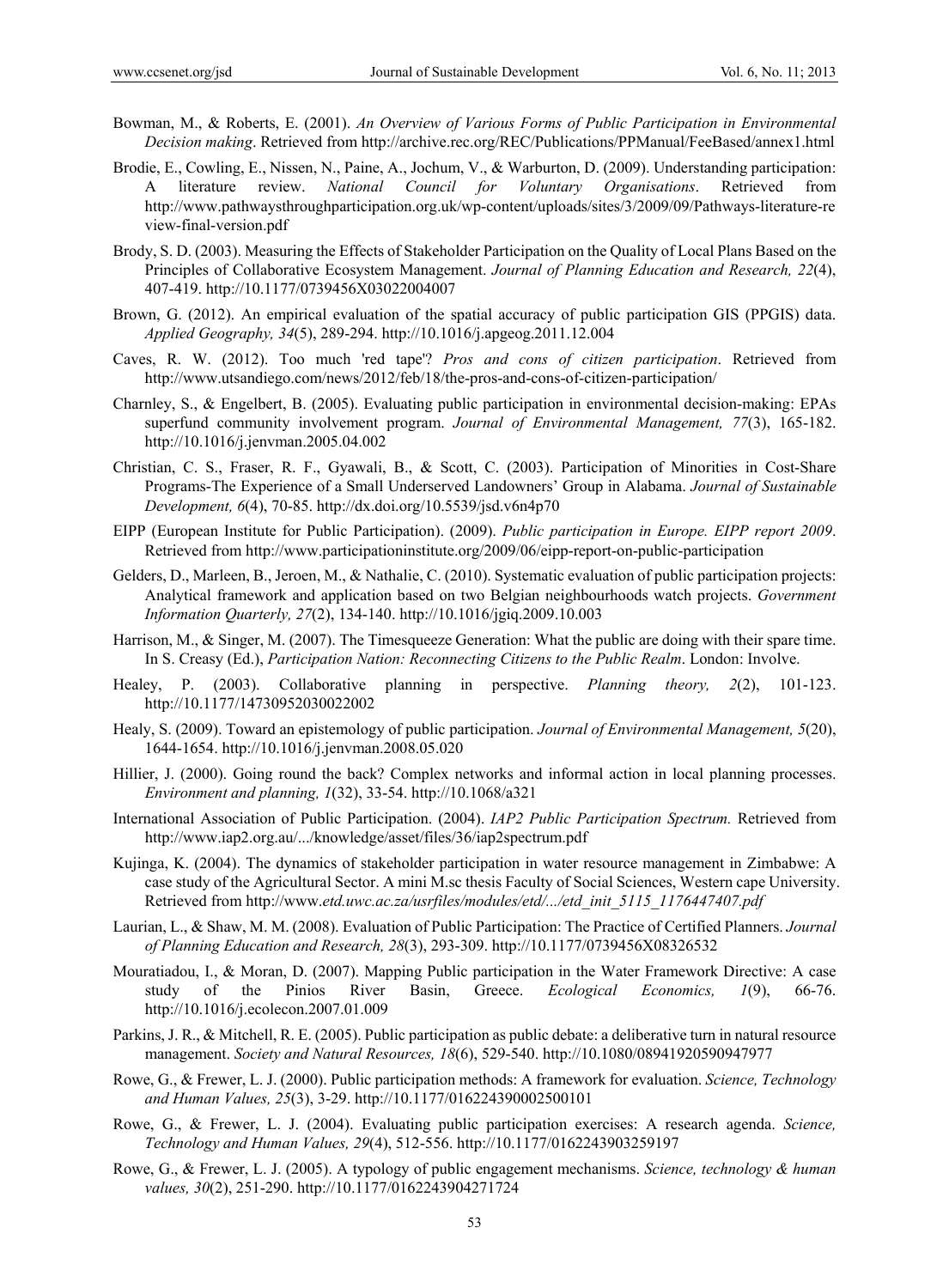Bowman, M., & Roberts, E. (2001). *An Overview of Various Forms of Public Participation in Environmental Decision making*. Retrieved from http://archive.rec.org/REC/Publications/PPManual/FeeBased/annex1.html

Brodie, E., Cowling, E., Nissen, N., Paine, A., Jochum, V., & Warburton, D. (2009). Understanding participation: A literature review. *National Council for Voluntary Organisations*. Retrieved from http://www.pathwaysthroughparticipation.org.uk/wp-content/uploads/sites/3/2009/09/Pathways-literature-review-final-version.pdf

Brody, S. D. (2003). Measuring the Effects of Stakeholder Participation on the Quality of Local Plans Based on the Principles of Collaborative Ecosystem Management. *Journal of Planning Education and Research, 22*(4), 407-419. http://10.1177/0739456X03022004007

Brown, G. (2012). An empirical evaluation of the spatial accuracy of public participation GIS (PPGIS) data. *Applied Geography, 34*(5), 289-294. http://10.1016/j.apgeog.2011.12.004

Caves, R. W. (2012). Too much 'red tape'? *Pros and cons of citizen participation*. Retrieved from http://www.utsandiego.com/news/2012/feb/18/the-pros-and-cons-of-citizen-participation/

Charnley, S., & Engelbert, B. (2005). Evaluating public participation in environmental decision-making: EPAs superfund community involvement program. *Journal of Environmental Management, 77*(3), 165-182. http://10.1016/j.jenvman.2005.04.002

Christian, C. S., Fraser, R. F., Gyawali, B., & Scott, C. (2003). Participation of Minorities in Cost-Share Programs-The Experience of a Small Underserved Landowners' Group in Alabama. *Journal of Sustainable Development, 6*(4), 70-85. http://dx.doi.org/10.5539/jsd.v6n4p70

EIPP (European Institute for Public Participation). (2009). *Public participation in Europe. EIPP report 2009*. Retrieved from http://www.participationinstitute.org/2009/06/eipp-report-on-public-participation

Gelders, D., Marleen, B., Jeroen, M., & Nathalie, C. (2010). Systematic evaluation of public participation projects: Analytical framework and application based on two Belgian neighbourhoods watch projects. *Government Information Quarterly, 27*(2), 134-140. http://10.1016/jgiq.2009.10.003

Harrison, M., & Singer, M. (2007). The Timesqueeze Generation: What the public are doing with their spare time. In S. Creasy (Ed.), *Participation Nation: Reconnecting Citizens to the Public Realm*. London: Involve.

Healey, P. (2003). Collaborative planning in perspective. *Planning theory, 2*(2), 101-123. http://10.1177/14730952030022002

Healy, S. (2009). Toward an epistemology of public participation. *Journal of Environmental Management, 5*(20), 1644-1654. http://10.1016/j.jenvman.2008.05.020

Hillier, J. (2000). Going round the back? Complex networks and informal action in local planning processes. *Environment and planning, 1*(32), 33-54. http://10.1068/a321

International Association of Public Participation. (2004). *IAP2 Public Participation Spectrum.* Retrieved from http://www.iap2.org.au/.../knowledge/asset/files/36/iap2spectrum.pdf

Kujinga, K. (2004). The dynamics of stakeholder participation in water resource management in Zimbabwe: A case study of the Agricultural Sector. A mini M.sc thesis Faculty of Social Sciences, Western cape University. Retrieved from http://www.*etd.uwc.ac.za/usrfiles/modules/etd/.../etd_init_5115_1176447407.pdf*

Laurian, L., & Shaw, M. M. (2008). Evaluation of Public Participation: The Practice of Certified Planners. *Journal of Planning Education and Research, 28*(3), 293-309. http://10.1177/0739456X08326532

Mouratiadou, I., & Moran, D. (2007). Mapping Public participation in the Water Framework Directive: A case study of the Pinios River Basin, Greece. *Ecological Economics, 1*(9), 66-76. http://10.1016/j.ecolecon.2007.01.009

Parkins, J. R., & Mitchell, R. E. (2005). Public participation as public debate: a deliberative turn in natural resource management. *Society and Natural Resources, 18*(6), 529-540. http://10.1080/08941920590947977

Rowe, G., & Frewer, L. J. (2000). Public participation methods: A framework for evaluation. *Science, Technology and Human Values, 25*(3), 3-29. http://10.1177/016224390002500101

Rowe, G., & Frewer, L. J. (2004). Evaluating public participation exercises: A research agenda. *Science, Technology and Human Values, 29*(4), 512-556. http://10.1177/0162243903259197

Rowe, G., & Frewer, L. J. (2005). A typology of public engagement mechanisms. *Science, technology & human values, 30*(2), 251-290. http://10.1177/0162243904271724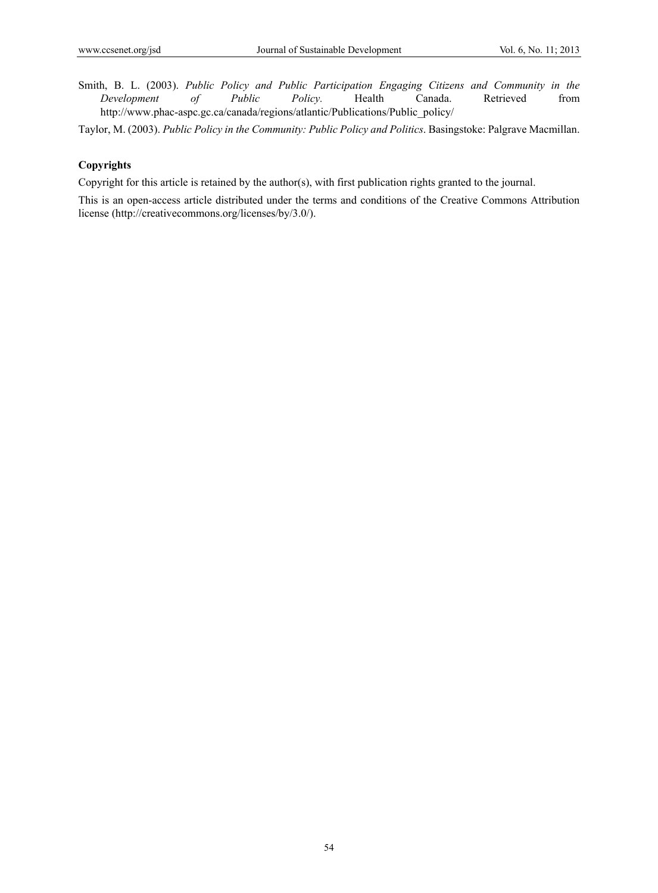Smith, B. L. (2003). *Public Policy and Public Participation Engaging Citizens and Community in the Development of Public Policy*. Health Canada. Retrieved from http://www.phac-aspc.gc.ca/canada/regions/atlantic/Publications/Public_policy/

Taylor, M. (2003). *Public Policy in the Community: Public Policy and Politics*. Basingstoke: Palgrave Macmillan.

**Copyrights**

Copyright for this article is retained by the author(s), with first publication rights granted to the journal.

This is an open-access article distributed under the terms and conditions of the Creative Commons Attribution license (http://creativecommons.org/licenses/by/3.0/).